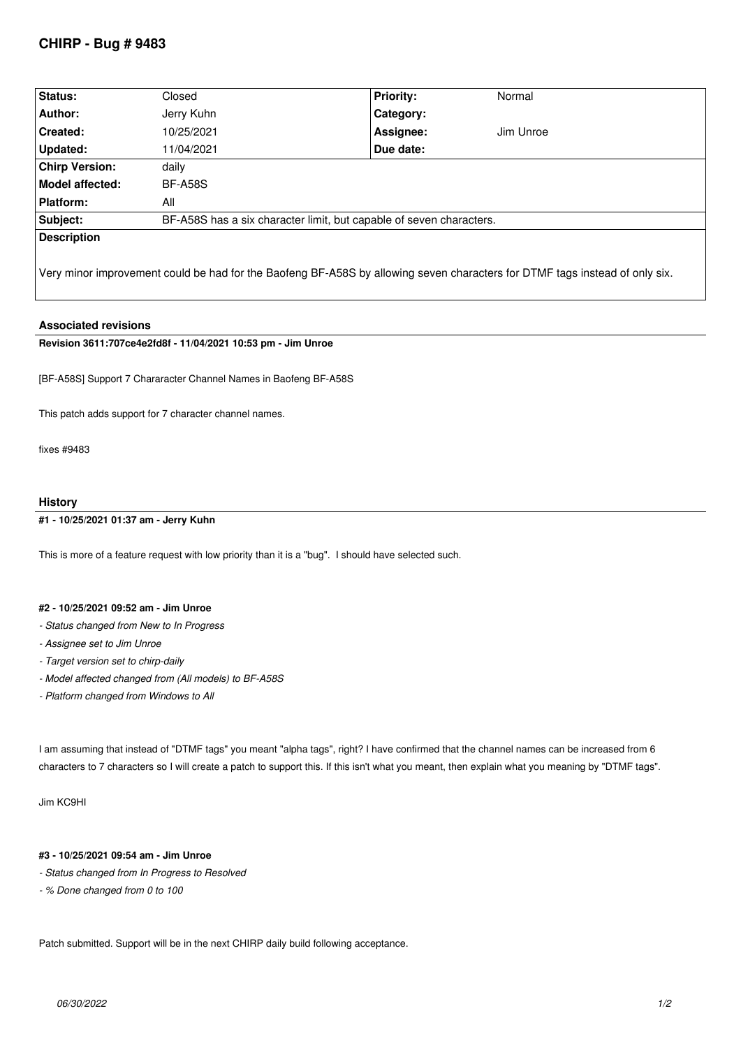# CHIRP - Bug # 9483

| Status: | Closed | Priority: | Normal |
|---|---|---|---|
| Author: | Jerry Kuhn | Category: | |
| Created: | 10/25/2021 | Assignee: | Jim Unroe |
| Updated: | 11/04/2021 | Due date: | |
| Chirp Version: | daily | | |
| Model affected: | BF-A58S | | |
| Platform: | All | | |
| Subject: | BF-A58S has a six character limit, but capable of seven characters. | | |

**Description**

Very minor improvement could be had for the Baofeng BF-A58S by allowing seven characters for DTMF tags instead of only six.

## Associated revisions

**Revision 3611:707ce4e2fd8f - 11/04/2021 10:53 pm - Jim Unroe**

[BF-A58S] Support 7 Chararacter Channel Names in Baofeng BF-A58S

This patch adds support for 7 character channel names.

fixes #9483

## History

**#1 - 10/25/2021 01:37 am - Jerry Kuhn**

This is more of a feature request with low priority than it is a "bug". I should have selected such.

**#2 - 10/25/2021 09:52 am - Jim Unroe**

- *Status changed from New to In Progress*
- *Assignee set to Jim Unroe*
- *Target version set to chirp-daily*
- *Model affected changed from (All models) to BF-A58S*
- *Platform changed from Windows to All*

I am assuming that instead of "DTMF tags" you meant "alpha tags", right? I have confirmed that the channel names can be increased from 6 characters to 7 characters so I will create a patch to support this. If this isn't what you meant, then explain what you meaning by "DTMF tags".

Jim KC9HI

**#3 - 10/25/2021 09:54 am - Jim Unroe**

- *Status changed from In Progress to Resolved*
- *% Done changed from 0 to 100*

Patch submitted. Support will be in the next CHIRP daily build following acceptance.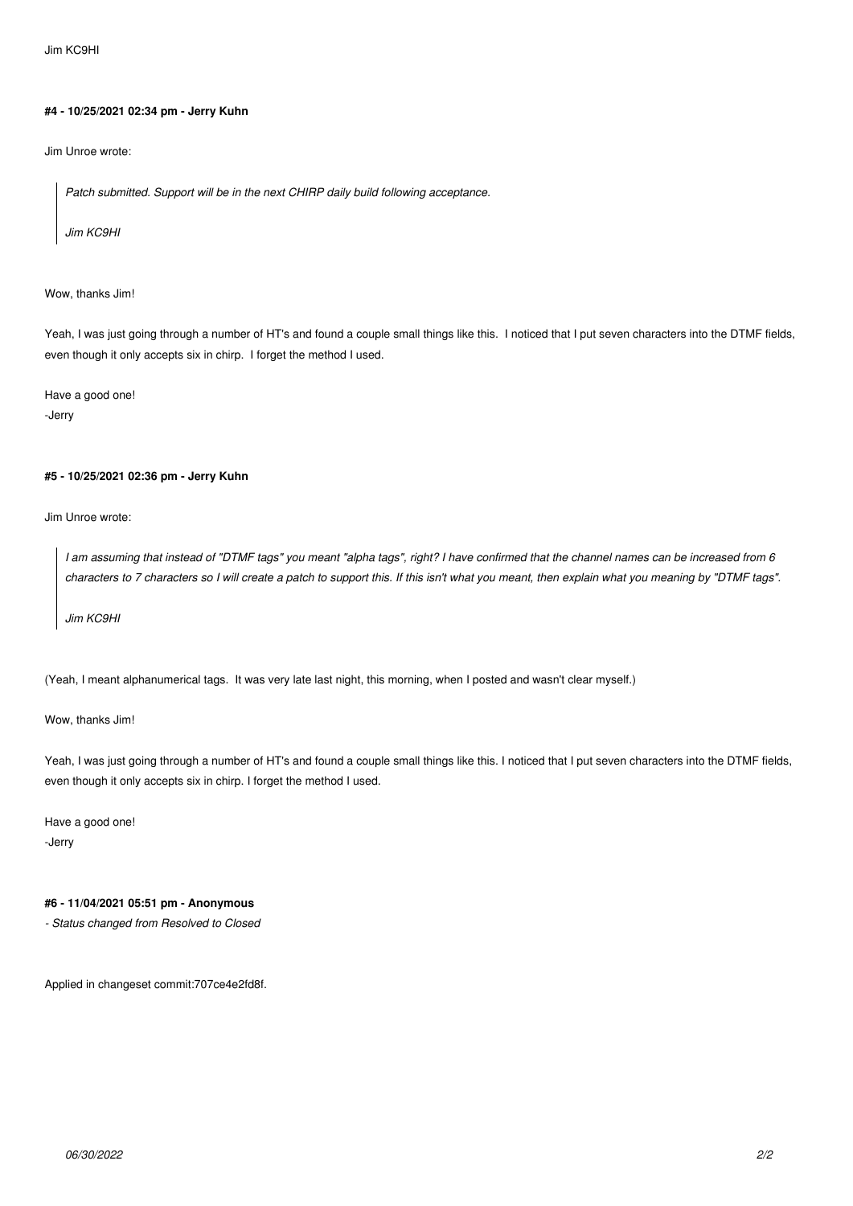Jim KC9HI

#### #4 - 10/25/2021 02:34 pm - Jerry Kuhn

Jim Unroe wrote:

> *Patch submitted. Support will be in the next CHIRP daily build following acceptance.*
>
> *Jim KC9HI*

Wow, thanks Jim!

Yeah, I was just going through a number of HT's and found a couple small things like this. I noticed that I put seven characters into the DTMF fields, even though it only accepts six in chirp. I forget the method I used.

Have a good one!
-Jerry

#### #5 - 10/25/2021 02:36 pm - Jerry Kuhn

Jim Unroe wrote:

> *I am assuming that instead of "DTMF tags" you meant "alpha tags", right? I have confirmed that the channel names can be increased from 6 characters to 7 characters so I will create a patch to support this. If this isn't what you meant, then explain what you meaning by "DTMF tags".*
>
> *Jim KC9HI*

(Yeah, I meant alphanumerical tags. It was very late last night, this morning, when I posted and wasn't clear myself.)

Wow, thanks Jim!

Yeah, I was just going through a number of HT's and found a couple small things like this. I noticed that I put seven characters into the DTMF fields, even though it only accepts six in chirp. I forget the method I used.

Have a good one!
-Jerry

#### #6 - 11/04/2021 05:51 pm - Anonymous

*- Status changed from Resolved to Closed*

Applied in changeset commit:707ce4e2fd8f.